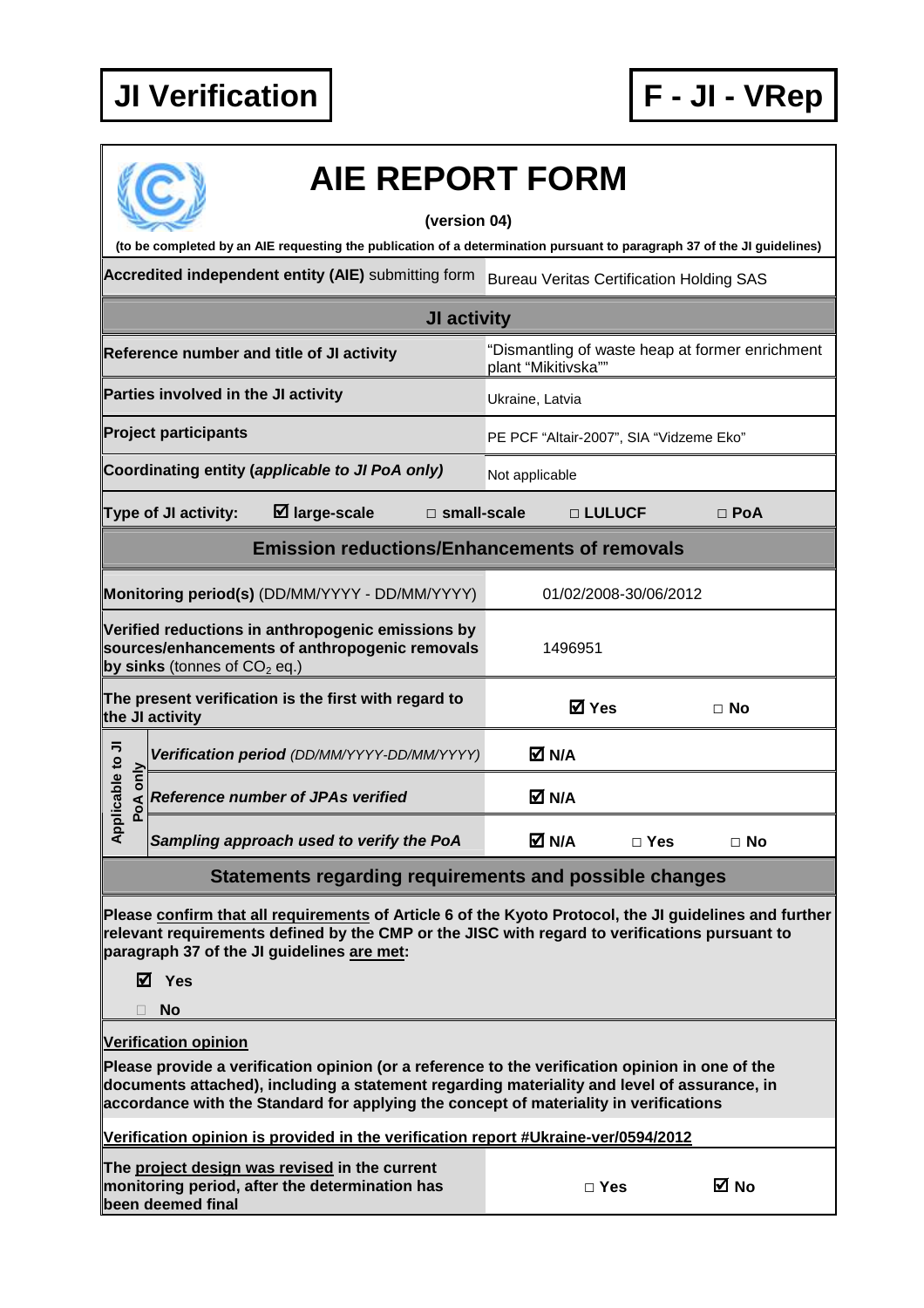# JI Verification

# F - JI - VRep

# AIE REPORT FORM

**(version 04)**

**(to be completed by an AIE requesting the publication of a determination pursuant to paragraph 37 of the JI guidelines)**

| | |
|---|---|
| **Accredited independent entity (AIE)** submitting form | Bureau Veritas Certification Holding SAS |

| **JI activity** | |
|---|---|
| **Reference number and title of JI activity** | "Dismantling of waste heap at former enrichment plant "Mikitivska"" |
| **Parties involved in the JI activity** | Ukraine, Latvia |
| **Project participants** | PE PCF "Altair-2007", SIA "Vidzeme Eko" |
| **Coordinating entity (*applicable to JI PoA only*)** | Not applicable |
| **Type of JI activity:** ☑ **large-scale** □ **small-scale** □ **LULUCF** □ **PoA** | |

| **Emission reductions/Enhancements of removals** | |
|---|---|
| **Monitoring period(s)** (DD/MM/YYYY - DD/MM/YYYY) | 01/02/2008-30/06/2012 |
| **Verified reductions in anthropogenic emissions by sources/enhancements of anthropogenic removals by sinks** (tonnes of $CO_2$ eq.) | 1496951 |
| **The present verification is the first with regard to the JI activity** | ☑ **Yes** □ **No** |
| **Applicable to JI PoA only** – ***Verification period*** *(DD/MM/YYYY-DD/MM/YYYY)* | ☑ **N/A** |
| **Applicable to JI PoA only** – ***Reference number of JPAs verified*** | ☑ **N/A** |
| **Applicable to JI PoA only** – ***Sampling approach used to verify the PoA*** | ☑ **N/A** □ **Yes** □ **No** |

## Statements regarding requirements and possible changes

**Please confirm that all requirements of Article 6 of the Kyoto Protocol, the JI guidelines and further relevant requirements defined by the CMP or the JISC with regard to verifications pursuant to paragraph 37 of the JI guidelines are met:**

☑ **Yes**

□ **No**

**Verification opinion**

**Please provide a verification opinion (or a reference to the verification opinion in one of the documents attached), including a statement regarding materiality and level of assurance, in accordance with the Standard for applying the concept of materiality in verifications**

**Verification opinion is provided in the verification report #Ukraine-ver/0594/2012**

| | |
|---|---|
| **The project design was revised in the current monitoring period, after the determination has been deemed final** | □ **Yes** ☑ **No** |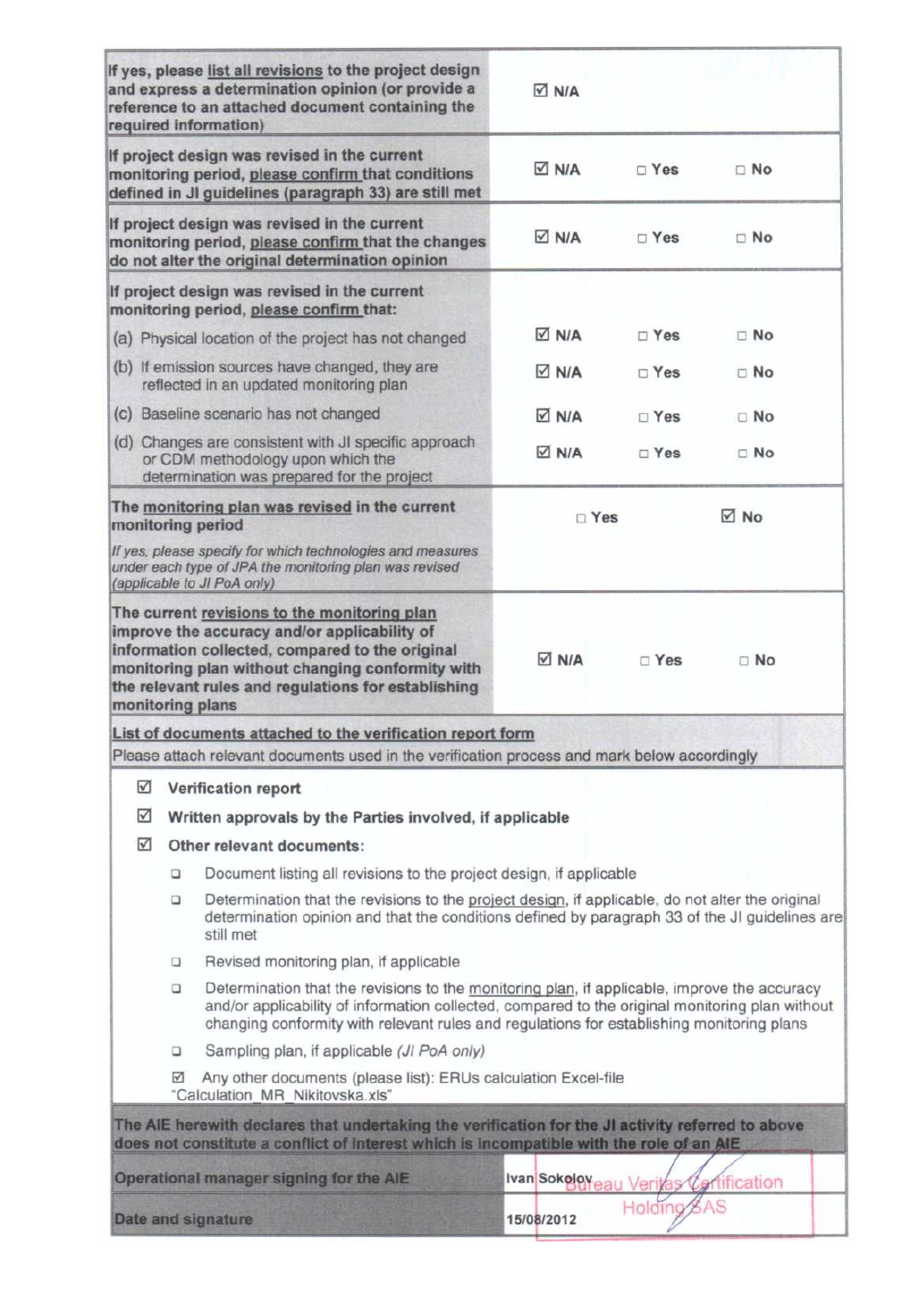| | | | |
|---|---|---|---|
| If yes, please list all revisions to the project design and express a determination opinion (or provide a reference to an attached document containing the required information) | ☑ N/A | | |
| If project design was revised in the current monitoring period, please confirm that conditions defined in JI guidelines (paragraph 33) are still met | ☑ N/A | □ Yes | □ No |
| If project design was revised in the current monitoring period, please confirm that the changes do not alter the original determination opinion | ☑ N/A | □ Yes | □ No |
| If project design was revised in the current monitoring period, please confirm that: | | | |
| (a) Physical location of the project has not changed | ☑ N/A | □ Yes | □ No |
| (b) If emission sources have changed, they are reflected in an updated monitoring plan | ☑ N/A | □ Yes | □ No |
| (c) Baseline scenario has not changed | ☑ N/A | □ Yes | □ No |
| (d) Changes are consistent with JI specific approach or CDM methodology upon which the determination was prepared for the project | ☑ N/A | □ Yes | □ No |
| The monitoring plan was revised in the current monitoring period<br>*If yes, please specify for which technologies and measures under each type of JPA the monitoring plan was revised (applicable to JI PoA only)* | □ Yes | | ☑ No |
| The current revisions to the monitoring plan improve the accuracy and/or applicability of information collected, compared to the original monitoring plan without changing conformity with the relevant rules and regulations for establishing monitoring plans | ☑ N/A | □ Yes | □ No |

**List of documents attached to the verification report form**

Please attach relevant documents used in the verification process and mark below accordingly

- ☑ **Verification report**
- ☑ **Written approvals by the Parties involved, if applicable**
- ☑ **Other relevant documents:**
  - □ Document listing all revisions to the project design, if applicable
  - □ Determination that the revisions to the project design, if applicable, do not alter the original determination opinion and that the conditions defined by paragraph 33 of the JI guidelines are still met
  - □ Revised monitoring plan, if applicable
  - □ Determination that the revisions to the monitoring plan, if applicable, improve the accuracy and/or applicability of information collected, compared to the original monitoring plan without changing conformity with relevant rules and regulations for establishing monitoring plans
  - □ Sampling plan, if applicable *(JI PoA only)*
  - ☑ Any other documents (please list): ERUs calculation Excel-file "Calculation_MR_Nikitovska.xls"

**The AIE herewith declares that undertaking the verification for the JI activity referred to above does not constitute a conflict of interest which is incompatible with the role of an AIE**

| | |
|---|---|
| Operational manager signing for the AIE | Ivan Sokolov<br>Bureau Veritas Certification Holding SAS |
| Date and signature | 15/08/2012 |